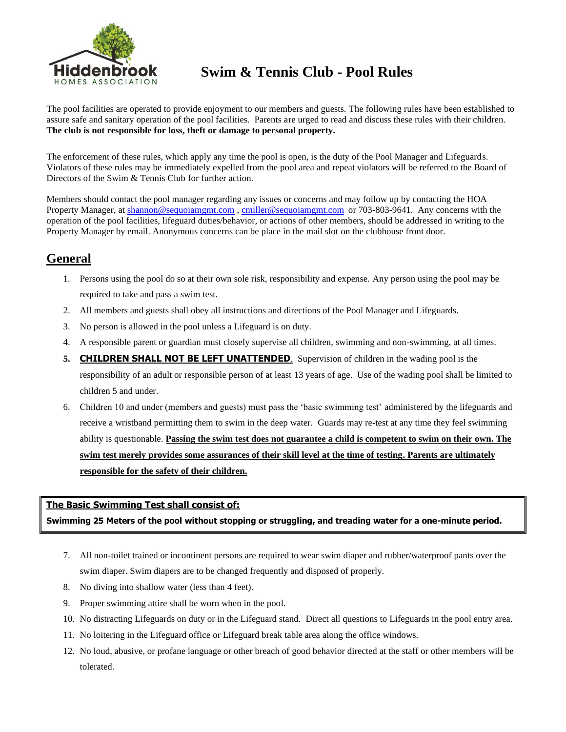# Swim & Tennis Club - Pool Rules

Hiddenbrook HOMES ASSOCIATION

The pool facilities are operated to provide enjoyment to our members and guests. The following rules have been established to assure safe and sanitary operation of the pool facilities. Parents are urged to read and discuss these rules with their children. **The club is not responsible for loss, theft or damage to personal property.**

The enforcement of these rules, which apply any time the pool is open, is the duty of the Pool Manager and Lifeguards. Violators of these rules may be immediately expelled from the pool area and repeat violators will be referred to the Board of Directors of the Swim & Tennis Club for further action.

Members should contact the pool manager regarding any issues or concerns and may follow up by contacting the HOA Property Manager, at shannon@sequoiamgmt.com , cmiller@sequoiamgmt.com or 703-803-9641. Any concerns with the operation of the pool facilities, lifeguard duties/behavior, or actions of other members, should be addressed in writing to the Property Manager by email. Anonymous concerns can be place in the mail slot on the clubhouse front door.

## General

1. Persons using the pool do so at their own sole risk, responsibility and expense. Any person using the pool may be required to take and pass a swim test.
2. All members and guests shall obey all instructions and directions of the Pool Manager and Lifeguards.
3. No person is allowed in the pool unless a Lifeguard is on duty.
4. A responsible parent or guardian must closely supervise all children, swimming and non-swimming, at all times.
5. **CHILDREN SHALL NOT BE LEFT UNATTENDED**. Supervision of children in the wading pool is the responsibility of an adult or responsible person of at least 13 years of age. Use of the wading pool shall be limited to children 5 and under.
6. Children 10 and under (members and guests) must pass the 'basic swimming test' administered by the lifeguards and receive a wristband permitting them to swim in the deep water. Guards may re-test at any time they feel swimming ability is questionable. **Passing the swim test does not guarantee a child is competent to swim on their own. The swim test merely provides some assurances of their skill level at the time of testing. Parents are ultimately responsible for the safety of their children.**

**The Basic Swimming Test shall consist of:**
**Swimming 25 Meters of the pool without stopping or struggling, and treading water for a one-minute period.**

7. All non-toilet trained or incontinent persons are required to wear swim diaper and rubber/waterproof pants over the swim diaper. Swim diapers are to be changed frequently and disposed of properly.
8. No diving into shallow water (less than 4 feet).
9. Proper swimming attire shall be worn when in the pool.
10. No distracting Lifeguards on duty or in the Lifeguard stand. Direct all questions to Lifeguards in the pool entry area.
11. No loitering in the Lifeguard office or Lifeguard break table area along the office windows.
12. No loud, abusive, or profane language or other breach of good behavior directed at the staff or other members will be tolerated.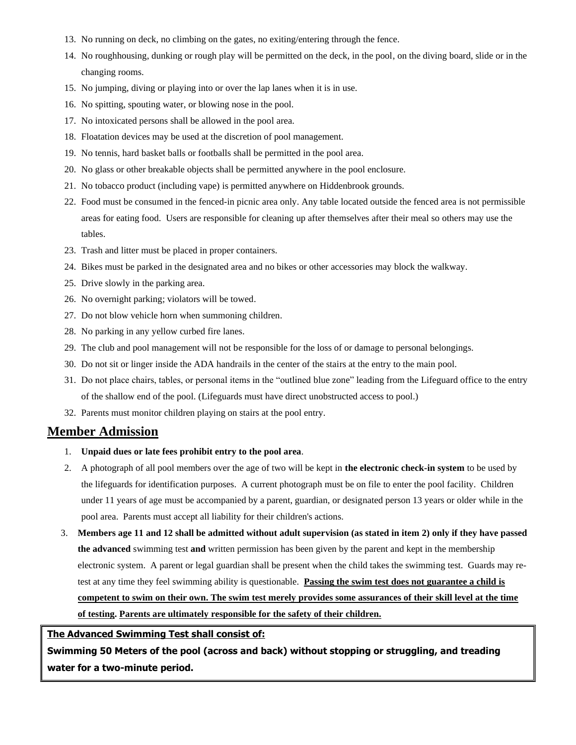13. No running on deck, no climbing on the gates, no exiting/entering through the fence.
14. No roughhousing, dunking or rough play will be permitted on the deck, in the pool, on the diving board, slide or in the changing rooms.
15. No jumping, diving or playing into or over the lap lanes when it is in use.
16. No spitting, spouting water, or blowing nose in the pool.
17. No intoxicated persons shall be allowed in the pool area.
18. Floatation devices may be used at the discretion of pool management.
19. No tennis, hard basket balls or footballs shall be permitted in the pool area.
20. No glass or other breakable objects shall be permitted anywhere in the pool enclosure.
21. No tobacco product (including vape) is permitted anywhere on Hiddenbrook grounds.
22. Food must be consumed in the fenced-in picnic area only. Any table located outside the fenced area is not permissible areas for eating food. Users are responsible for cleaning up after themselves after their meal so others may use the tables.
23. Trash and litter must be placed in proper containers.
24. Bikes must be parked in the designated area and no bikes or other accessories may block the walkway.
25. Drive slowly in the parking area.
26. No overnight parking; violators will be towed.
27. Do not blow vehicle horn when summoning children.
28. No parking in any yellow curbed fire lanes.
29. The club and pool management will not be responsible for the loss of or damage to personal belongings.
30. Do not sit or linger inside the ADA handrails in the center of the stairs at the entry to the main pool.
31. Do not place chairs, tables, or personal items in the "outlined blue zone" leading from the Lifeguard office to the entry of the shallow end of the pool. (Lifeguards must have direct unobstructed access to pool.)
32. Parents must monitor children playing on stairs at the pool entry.

## Member Admission

1. **Unpaid dues or late fees prohibit entry to the pool area**.
2. A photograph of all pool members over the age of two will be kept in **the electronic check-in system** to be used by the lifeguards for identification purposes. A current photograph must be on file to enter the pool facility. Children under 11 years of age must be accompanied by a parent, guardian, or designated person 13 years or older while in the pool area. Parents must accept all liability for their children's actions.
3. **Members age 11 and 12 shall be admitted without adult supervision (as stated in item 2) only if they have passed the advanced** swimming test **and** written permission has been given by the parent and kept in the membership electronic system. A parent or legal guardian shall be present when the child takes the swimming test. Guards may re-test at any time they feel swimming ability is questionable. **Passing the swim test does not guarantee a child is competent to swim on their own. The swim test merely provides some assurances of their skill level at the time of testing. Parents are ultimately responsible for the safety of their children.**

**The Advanced Swimming Test shall consist of:**
**Swimming 50 Meters of the pool (across and back) without stopping or struggling, and treading water for a two-minute period.**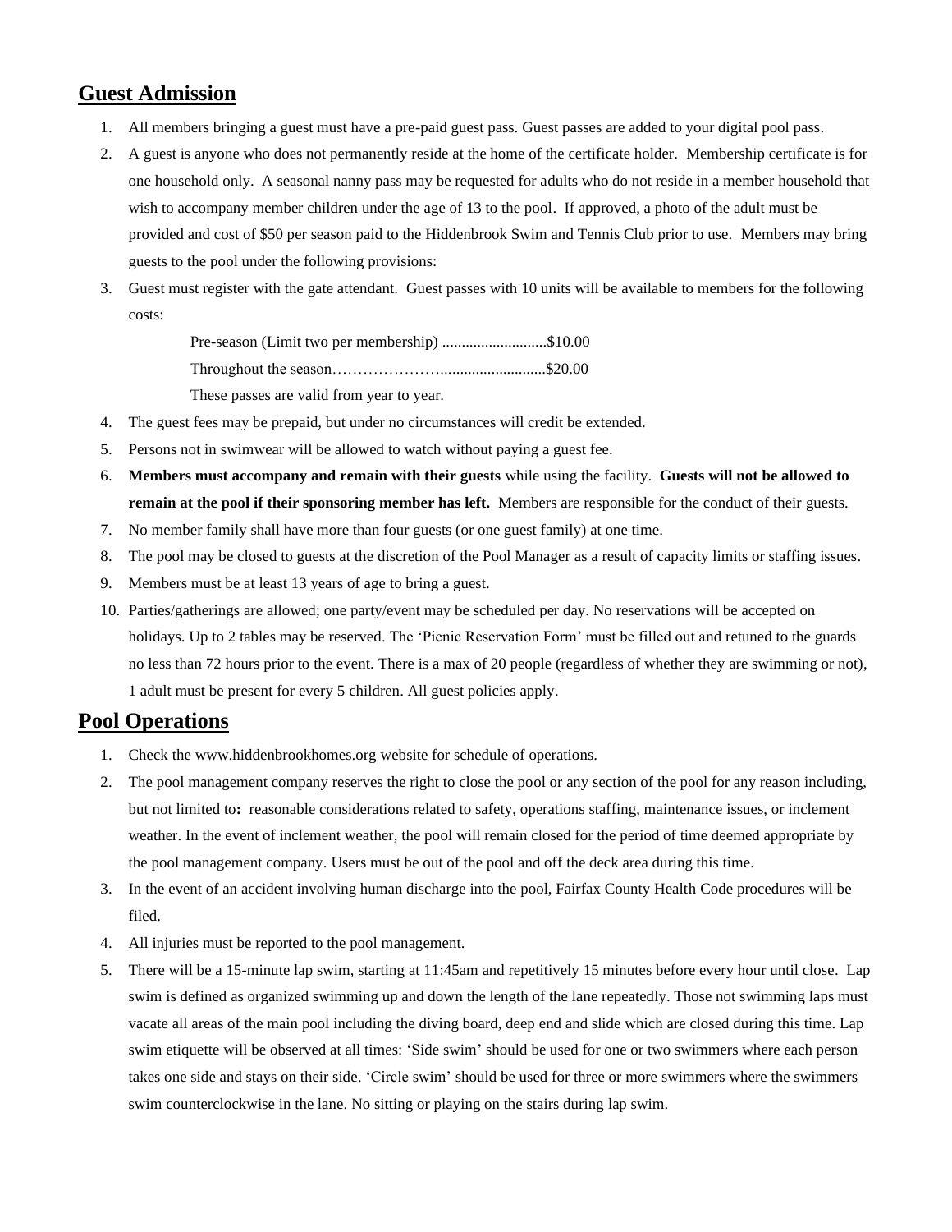## Guest Admission

1. All members bringing a guest must have a pre-paid guest pass. Guest passes are added to your digital pool pass.
2. A guest is anyone who does not permanently reside at the home of the certificate holder. Membership certificate is for one household only. A seasonal nanny pass may be requested for adults who do not reside in a member household that wish to accompany member children under the age of 13 to the pool. If approved, a photo of the adult must be provided and cost of $50 per season paid to the Hiddenbrook Swim and Tennis Club prior to use. Members may bring guests to the pool under the following provisions:
3. Guest must register with the gate attendant. Guest passes with 10 units will be available to members for the following costs:

   Pre-season (Limit two per membership) ...........................$10.00

   Throughout the season………………….........................$20.00

   These passes are valid from year to year.
4. The guest fees may be prepaid, but under no circumstances will credit be extended.
5. Persons not in swimwear will be allowed to watch without paying a guest fee.
6. **Members must accompany and remain with their guests** while using the facility. **Guests will not be allowed to remain at the pool if their sponsoring member has left.** Members are responsible for the conduct of their guests.
7. No member family shall have more than four guests (or one guest family) at one time.
8. The pool may be closed to guests at the discretion of the Pool Manager as a result of capacity limits or staffing issues.
9. Members must be at least 13 years of age to bring a guest.
10. Parties/gatherings are allowed; one party/event may be scheduled per day. No reservations will be accepted on holidays. Up to 2 tables may be reserved. The 'Picnic Reservation Form' must be filled out and retuned to the guards no less than 72 hours prior to the event. There is a max of 20 people (regardless of whether they are swimming or not), 1 adult must be present for every 5 children. All guest policies apply.

## Pool Operations

1. Check the www.hiddenbrookhomes.org website for schedule of operations.
2. The pool management company reserves the right to close the pool or any section of the pool for any reason including, but not limited to**:** reasonable considerations related to safety, operations staffing, maintenance issues, or inclement weather. In the event of inclement weather, the pool will remain closed for the period of time deemed appropriate by the pool management company. Users must be out of the pool and off the deck area during this time.
3. In the event of an accident involving human discharge into the pool, Fairfax County Health Code procedures will be filed.
4. All injuries must be reported to the pool management.
5. There will be a 15-minute lap swim, starting at 11:45am and repetitively 15 minutes before every hour until close. Lap swim is defined as organized swimming up and down the length of the lane repeatedly. Those not swimming laps must vacate all areas of the main pool including the diving board, deep end and slide which are closed during this time. Lap swim etiquette will be observed at all times: 'Side swim' should be used for one or two swimmers where each person takes one side and stays on their side. 'Circle swim' should be used for three or more swimmers where the swimmers swim counterclockwise in the lane. No sitting or playing on the stairs during lap swim.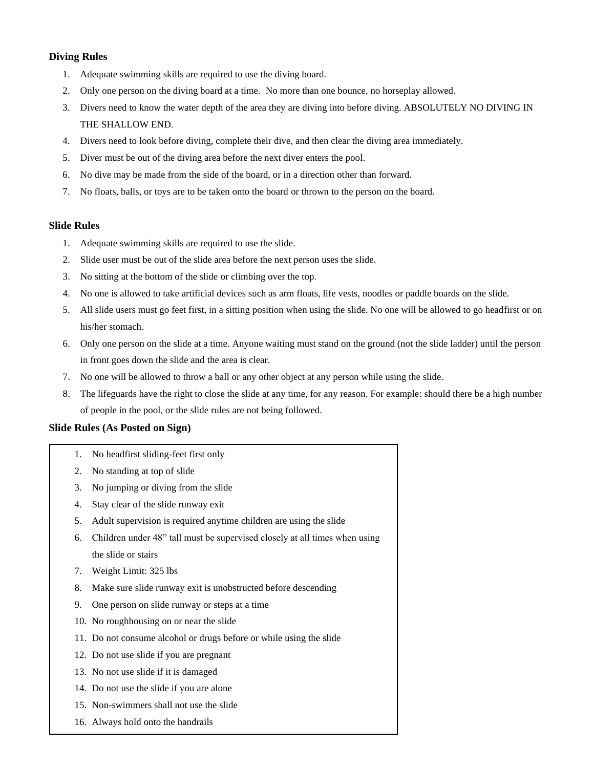**Diving Rules**

1. Adequate swimming skills are required to use the diving board.
2. Only one person on the diving board at a time. No more than one bounce, no horseplay allowed.
3. Divers need to know the water depth of the area they are diving into before diving. ABSOLUTELY NO DIVING IN THE SHALLOW END.
4. Divers need to look before diving, complete their dive, and then clear the diving area immediately.
5. Diver must be out of the diving area before the next diver enters the pool.
6. No dive may be made from the side of the board, or in a direction other than forward.
7. No floats, balls, or toys are to be taken onto the board or thrown to the person on the board.

**Slide Rules**

1. Adequate swimming skills are required to use the slide.
2. Slide user must be out of the slide area before the next person uses the slide.
3. No sitting at the bottom of the slide or climbing over the top.
4. No one is allowed to take artificial devices such as arm floats, life vests, noodles or paddle boards on the slide.
5. All slide users must go feet first, in a sitting position when using the slide. No one will be allowed to go headfirst or on his/her stomach.
6. Only one person on the slide at a time. Anyone waiting must stand on the ground (not the slide ladder) until the person in front goes down the slide and the area is clear.
7. No one will be allowed to throw a ball or any other object at any person while using the slide.
8. The lifeguards have the right to close the slide at any time, for any reason. For example: should there be a high number of people in the pool, or the slide rules are not being followed.

**Slide Rules (As Posted on Sign)**

1. No headfirst sliding-feet first only
2. No standing at top of slide
3. No jumping or diving from the slide
4. Stay clear of the slide runway exit
5. Adult supervision is required anytime children are using the slide
6. Children under 48" tall must be supervised closely at all times when using the slide or stairs
7. Weight Limit: 325 lbs
8. Make sure slide runway exit is unobstructed before descending
9. One person on slide runway or steps at a time
10. No roughhousing on or near the slide
11. Do not consume alcohol or drugs before or while using the slide
12. Do not use slide if you are pregnant
13. No not use slide if it is damaged
14. Do not use the slide if you are alone
15. Non-swimmers shall not use the slide
16. Always hold onto the handrails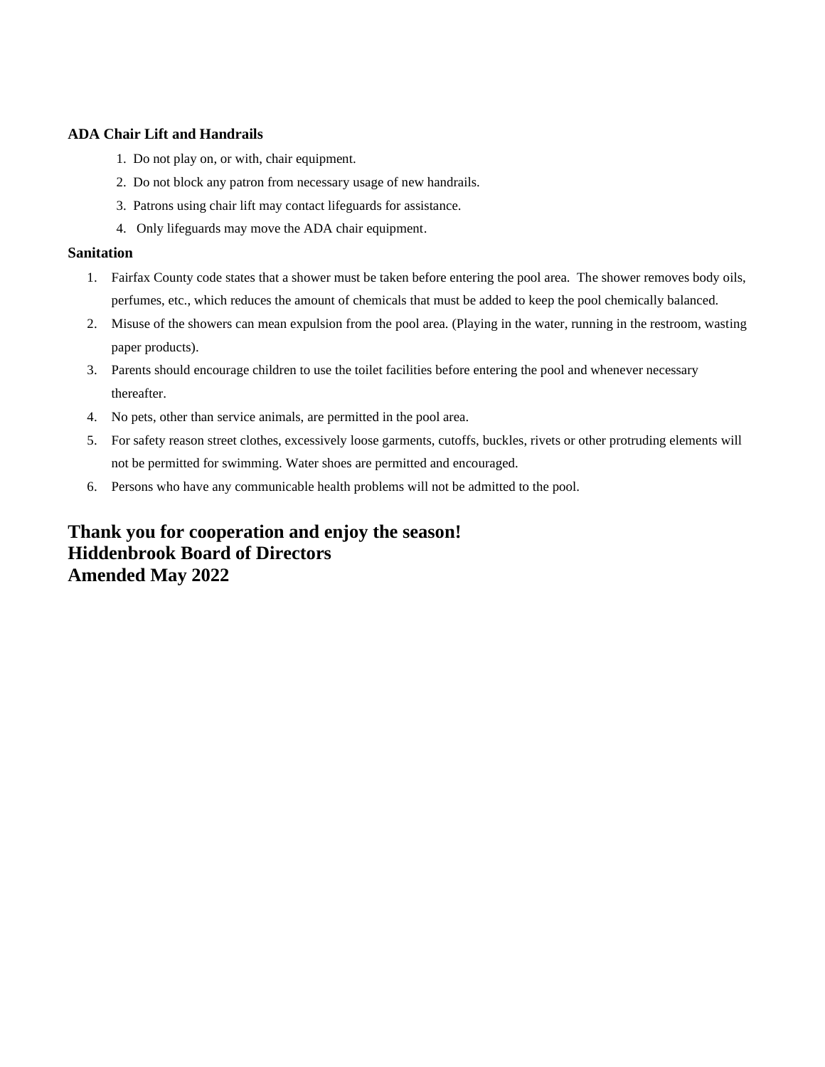**ADA Chair Lift and Handrails**

1. Do not play on, or with, chair equipment.
2. Do not block any patron from necessary usage of new handrails.
3. Patrons using chair lift may contact lifeguards for assistance.
4. Only lifeguards may move the ADA chair equipment.

**Sanitation**

1. Fairfax County code states that a shower must be taken before entering the pool area. The shower removes body oils, perfumes, etc., which reduces the amount of chemicals that must be added to keep the pool chemically balanced.
2. Misuse of the showers can mean expulsion from the pool area. (Playing in the water, running in the restroom, wasting paper products).
3. Parents should encourage children to use the toilet facilities before entering the pool and whenever necessary thereafter.
4. No pets, other than service animals, are permitted in the pool area.
5. For safety reason street clothes, excessively loose garments, cutoffs, buckles, rivets or other protruding elements will not be permitted for swimming. Water shoes are permitted and encouraged.
6. Persons who have any communicable health problems will not be admitted to the pool.

**Thank you for cooperation and enjoy the season!**
**Hiddenbrook Board of Directors**
**Amended May 2022**